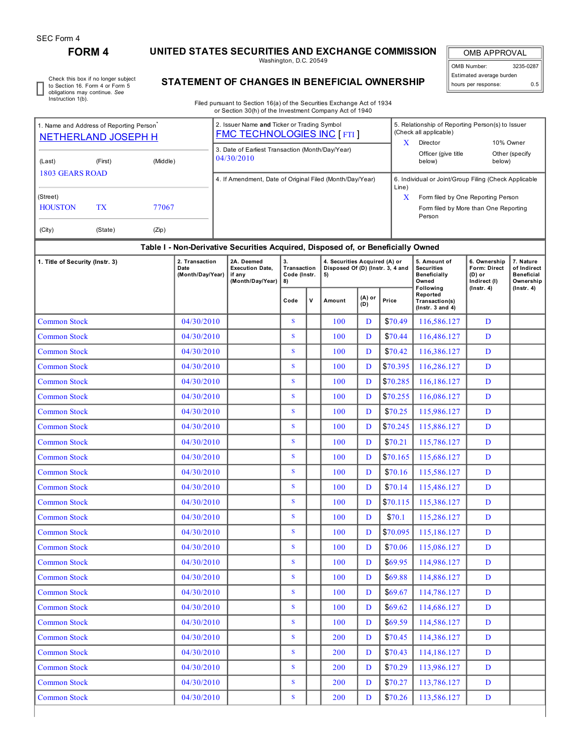SEC Form 4

# FORM 4

## UNITED STATES SECURITIES AND EXCHANGE COMMISSION

Washington, D.C. 20549

## STATEMENT OF CHANGES IN BENEFICIAL OWNERSHIP

Filed pursuant to Section 16(a) of the Securities Exchange Act of 1934 or Section 30(h) of the Investment Company Act of 1940

| OMB APPROVAL | |
|---|---|
| OMB Number: | 3235-0287 |
| Estimated average burden | |
| hours per response: | 0.5 |

☐ Check this box if no longer subject to Section 16. Form 4 or Form 5 obligations may continue. *See* Instruction 1(b).

1. Name and Address of Reporting Person*
NETHERLAND JOSEPH H

(Last) (First) (Middle)
1803 GEARS ROAD

(Street)
HOUSTON TX 77067

(City) (State) (Zip)

2. Issuer Name **and** Ticker or Trading Symbol
FMC TECHNOLOGIES INC [ FTI ]

3. Date of Earliest Transaction (Month/Day/Year)
04/30/2010

4. If Amendment, Date of Original Filed (Month/Day/Year)

5. Relationship of Reporting Person(s) to Issuer (Check all applicable)
X Director
10% Owner
Officer (give title below)
Other (specify below)

6. Individual or Joint/Group Filing (Check Applicable Line)
X Form filed by One Reporting Person
Form filed by More than One Reporting Person

**Table I - Non-Derivative Securities Acquired, Disposed of, or Beneficially Owned**

| 1. Title of Security (Instr. 3) | 2. Transaction Date (Month/Day/Year) | 2A. Deemed Execution Date, if any (Month/Day/Year) | 3. Transaction Code (Instr. 8) | | 4. Securities Acquired (A) or Disposed Of (D) (Instr. 3, 4 and 5) | | | 5. Amount of Securities Beneficially Owned Following Reported Transaction(s) (Instr. 3 and 4) | 6. Ownership Form: Direct (D) or Indirect (I) (Instr. 4) | 7. Nature of Indirect Beneficial Ownership (Instr. 4) |
|---|---|---|---|---|---|---|---|---|---|---|
| | | | Code | V | Amount | (A) or (D) | Price | | | |
| Common Stock | 04/30/2010 | | S | | 100 | D | $70.49 | 116,586.127 | D | |
| Common Stock | 04/30/2010 | | S | | 100 | D | $70.44 | 116,486.127 | D | |
| Common Stock | 04/30/2010 | | S | | 100 | D | $70.42 | 116,386.127 | D | |
| Common Stock | 04/30/2010 | | S | | 100 | D | $70.395 | 116,286.127 | D | |
| Common Stock | 04/30/2010 | | S | | 100 | D | $70.285 | 116,186.127 | D | |
| Common Stock | 04/30/2010 | | S | | 100 | D | $70.255 | 116,086.127 | D | |
| Common Stock | 04/30/2010 | | S | | 100 | D | $70.25 | 115,986.127 | D | |
| Common Stock | 04/30/2010 | | S | | 100 | D | $70.245 | 115,886.127 | D | |
| Common Stock | 04/30/2010 | | S | | 100 | D | $70.21 | 115,786.127 | D | |
| Common Stock | 04/30/2010 | | S | | 100 | D | $70.165 | 115,686.127 | D | |
| Common Stock | 04/30/2010 | | S | | 100 | D | $70.16 | 115,586.127 | D | |
| Common Stock | 04/30/2010 | | S | | 100 | D | $70.14 | 115,486.127 | D | |
| Common Stock | 04/30/2010 | | S | | 100 | D | $70.115 | 115,386.127 | D | |
| Common Stock | 04/30/2010 | | S | | 100 | D | $70.1 | 115,286.127 | D | |
| Common Stock | 04/30/2010 | | S | | 100 | D | $70.095 | 115,186.127 | D | |
| Common Stock | 04/30/2010 | | S | | 100 | D | $70.06 | 115,086.127 | D | |
| Common Stock | 04/30/2010 | | S | | 100 | D | $69.95 | 114,986.127 | D | |
| Common Stock | 04/30/2010 | | S | | 100 | D | $69.88 | 114,886.127 | D | |
| Common Stock | 04/30/2010 | | S | | 100 | D | $69.67 | 114,786.127 | D | |
| Common Stock | 04/30/2010 | | S | | 100 | D | $69.62 | 114,686.127 | D | |
| Common Stock | 04/30/2010 | | S | | 100 | D | $69.59 | 114,586.127 | D | |
| Common Stock | 04/30/2010 | | S | | 200 | D | $70.45 | 114,386.127 | D | |
| Common Stock | 04/30/2010 | | S | | 200 | D | $70.43 | 114,186.127 | D | |
| Common Stock | 04/30/2010 | | S | | 200 | D | $70.29 | 113,986.127 | D | |
| Common Stock | 04/30/2010 | | S | | 200 | D | $70.27 | 113,786.127 | D | |
| Common Stock | 04/30/2010 | | S | | 200 | D | $70.26 | 113,586.127 | D | |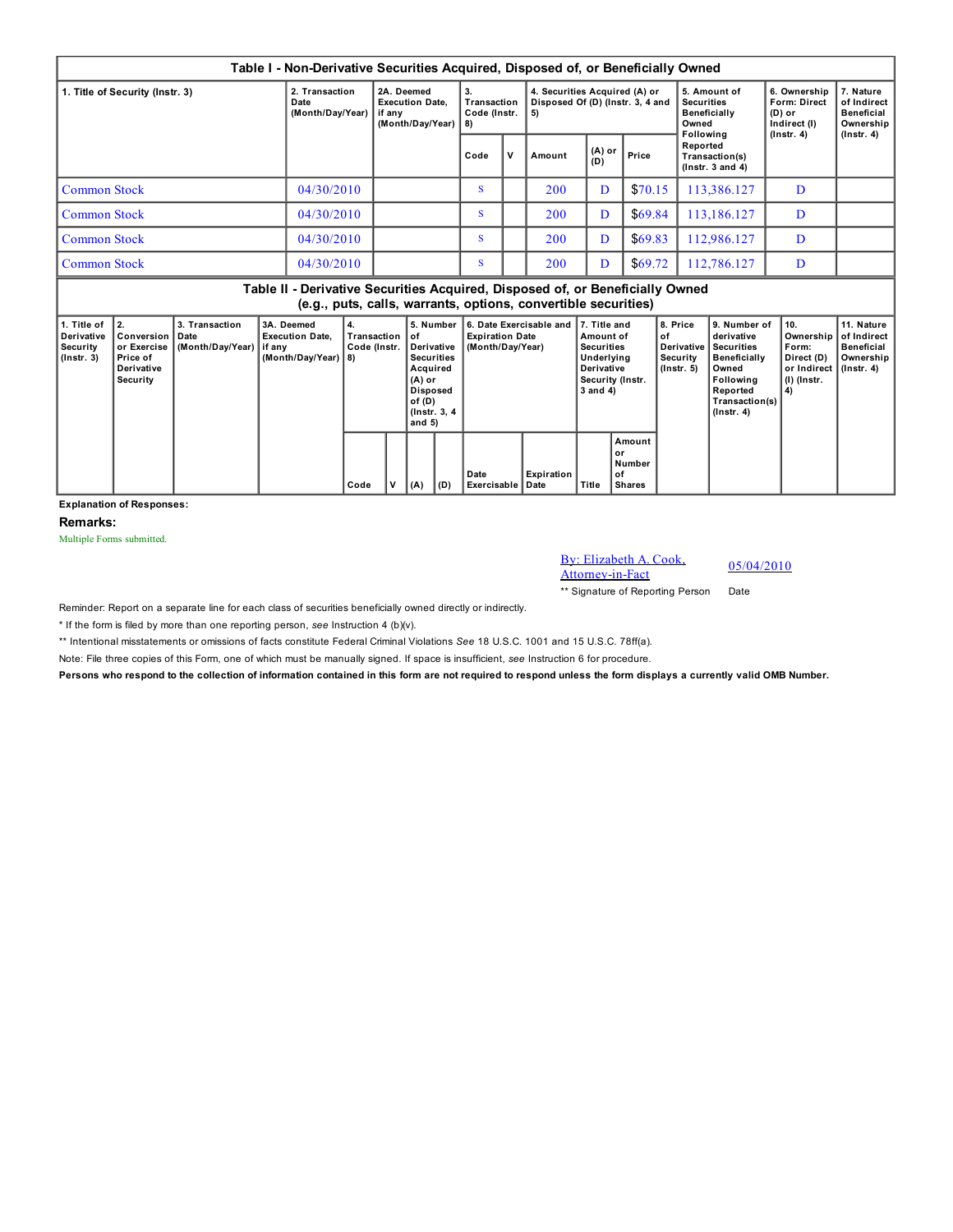## Table I - Non-Derivative Securities Acquired, Disposed of, or Beneficially Owned

| 1. Title of Security (Instr. 3) | 2. Transaction Date (Month/Day/Year) | 2A. Deemed Execution Date, if any (Month/Day/Year) | 3. Transaction Code (Instr. 8) | | 4. Securities Acquired (A) or Disposed Of (D) (Instr. 3, 4 and 5) | | | 5. Amount of Securities Beneficially Owned Following Reported Transaction(s) (Instr. 3 and 4) | 6. Ownership Form: Direct (D) or Indirect (I) (Instr. 4) | 7. Nature of Indirect Beneficial Ownership (Instr. 4) |
|---|---|---|---|---|---|---|---|---|---|---|
| | | | Code | V | Amount | (A) or (D) | Price | | | |
| Common Stock | 04/30/2010 | | S | | 200 | D | $70.15 | 113,386.127 | D | |
| Common Stock | 04/30/2010 | | S | | 200 | D | $69.84 | 113,186.127 | D | |
| Common Stock | 04/30/2010 | | S | | 200 | D | $69.83 | 112,986.127 | D | |
| Common Stock | 04/30/2010 | | S | | 200 | D | $69.72 | 112,786.127 | D | |

## Table II - Derivative Securities Acquired, Disposed of, or Beneficially Owned (e.g., puts, calls, warrants, options, convertible securities)

| 1. Title of Derivative Security (Instr. 3) | 2. Conversion or Exercise Price of Derivative Security | 3. Transaction Date (Month/Day/Year) | 3A. Deemed Execution Date, if any (Month/Day/Year) | 4. Transaction Code (Instr. 8) | | 5. Number of Derivative Securities Acquired (A) or Disposed of (D) (Instr. 3, 4 and 5) | | 6. Date Exercisable and Expiration Date (Month/Day/Year) | | 7. Title and Amount of Securities Underlying Derivative Security (Instr. 3 and 4) | | 8. Price of Derivative Security (Instr. 5) | 9. Number of derivative Securities Beneficially Owned Following Reported Transaction(s) (Instr. 4) | 10. Ownership Form: Direct (D) or Indirect (I) (Instr. 4) | 11. Nature of Indirect Beneficial Ownership (Instr. 4) |
|---|---|---|---|---|---|---|---|---|---|---|---|---|---|---|---|
| | | | | Code | V | (A) | (D) | Date Exercisable | Expiration Date | Title | Amount or Number of Shares | | | | |

**Explanation of Responses:**

**Remarks:**

Multiple Forms submitted.

By: Elizabeth A. Cook, Attorney-in-Fact — 05/04/2010

** Signature of Reporting Person — Date

Reminder: Report on a separate line for each class of securities beneficially owned directly or indirectly.

* If the form is filed by more than one reporting person, *see* Instruction 4 (b)(v).

** Intentional misstatements or omissions of facts constitute Federal Criminal Violations *See* 18 U.S.C. 1001 and 15 U.S.C. 78ff(a).

Note: File three copies of this Form, one of which must be manually signed. If space is insufficient, *see* Instruction 6 for procedure.

**Persons who respond to the collection of information contained in this form are not required to respond unless the form displays a currently valid OMB Number.**